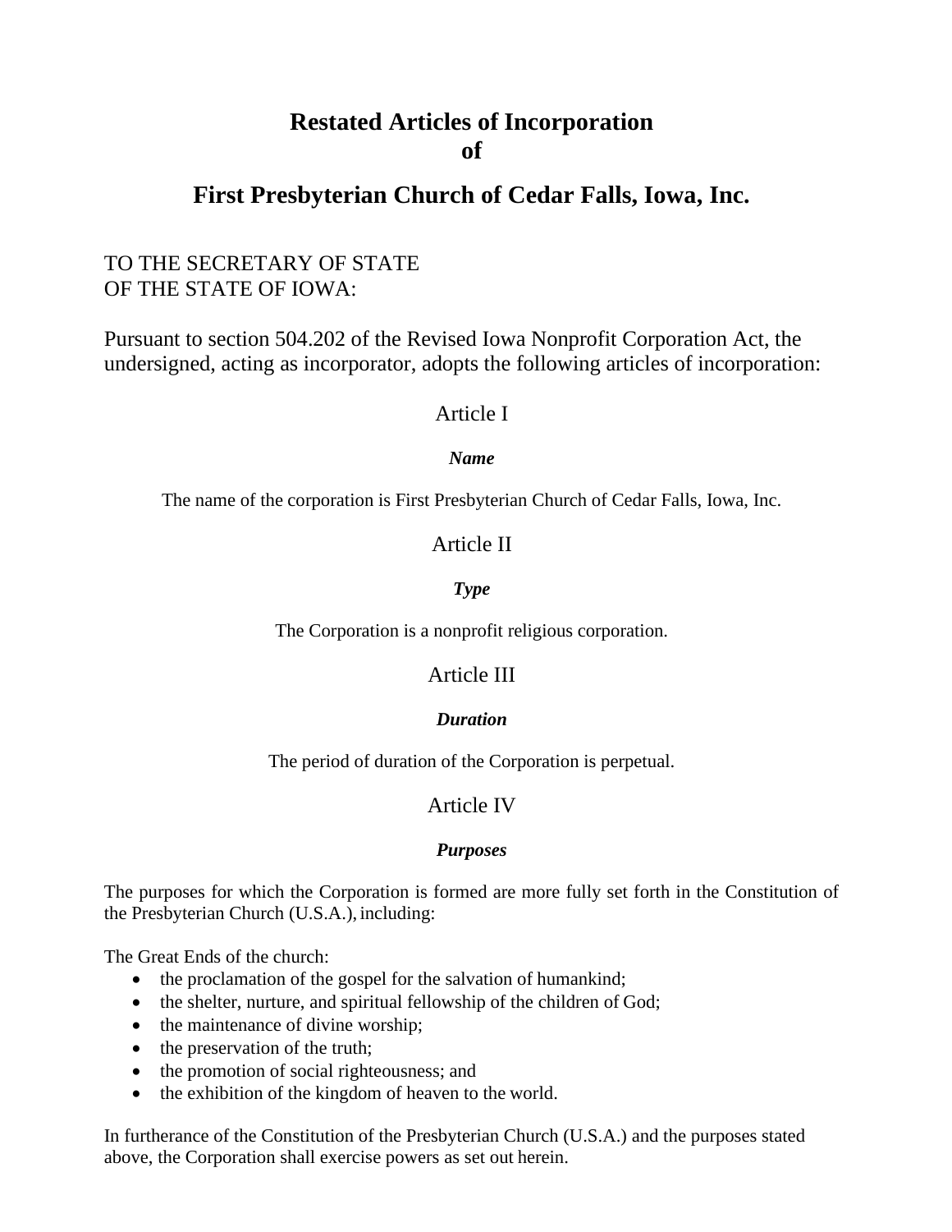# Restated Articles of Incorporation of

# First Presbyterian Church of Cedar Falls, Iowa, Inc.

TO THE SECRETARY OF STATE
OF THE STATE OF IOWA:

Pursuant to section 504.202 of the Revised Iowa Nonprofit Corporation Act, the undersigned, acting as incorporator, adopts the following articles of incorporation:

## Article I

### *Name*

The name of the corporation is First Presbyterian Church of Cedar Falls, Iowa, Inc.

## Article II

### *Type*

The Corporation is a nonprofit religious corporation.

## Article III

### *Duration*

The period of duration of the Corporation is perpetual.

## Article IV

### *Purposes*

The purposes for which the Corporation is formed are more fully set forth in the Constitution of the Presbyterian Church (U.S.A.), including:

The Great Ends of the church:

- the proclamation of the gospel for the salvation of humankind;
- the shelter, nurture, and spiritual fellowship of the children of God;
- the maintenance of divine worship;
- the preservation of the truth;
- the promotion of social righteousness; and
- the exhibition of the kingdom of heaven to the world.

In furtherance of the Constitution of the Presbyterian Church (U.S.A.) and the purposes stated above, the Corporation shall exercise powers as set out herein.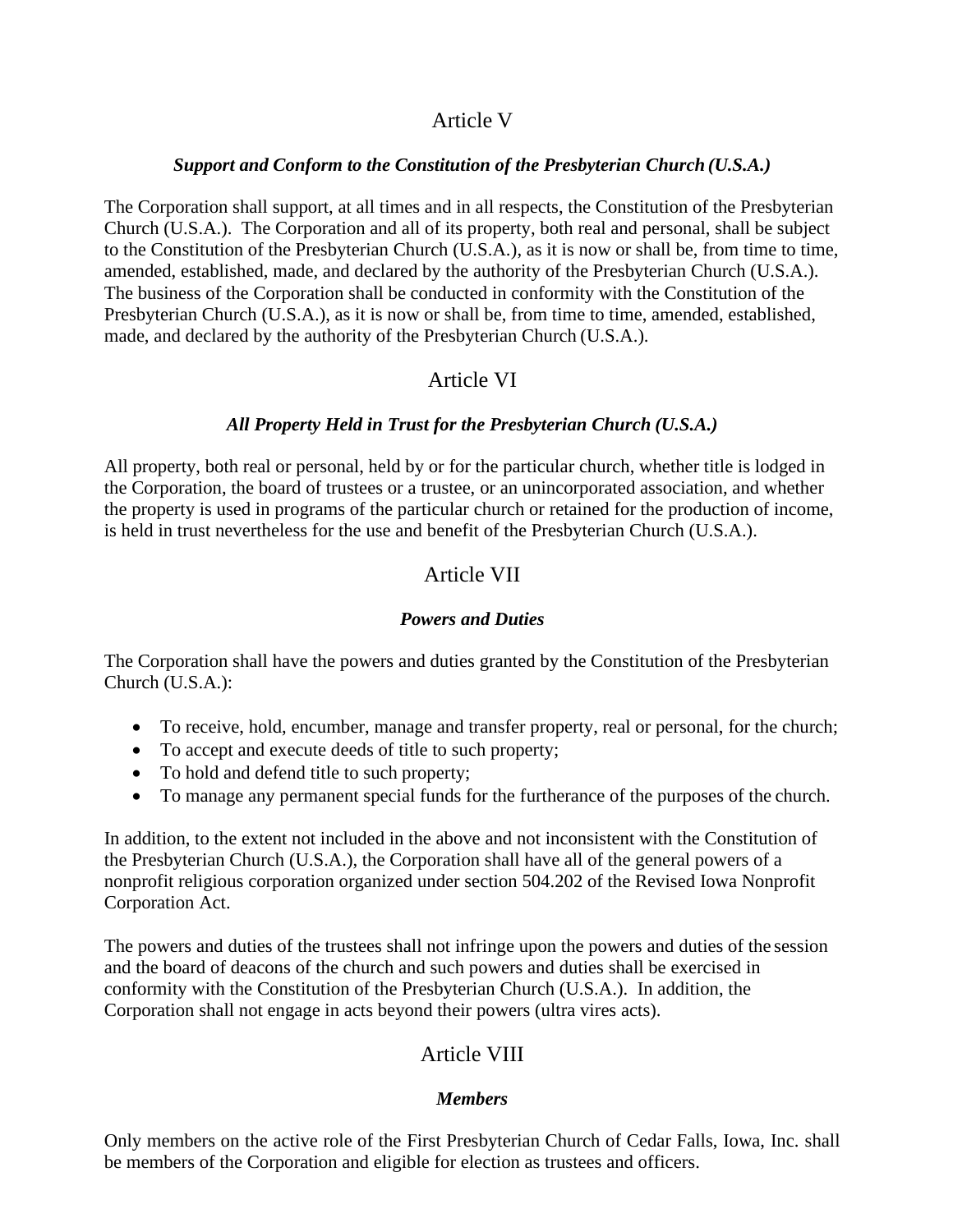## Article V

### *Support and Conform to the Constitution of the Presbyterian Church (U.S.A.)*

The Corporation shall support, at all times and in all respects, the Constitution of the Presbyterian Church (U.S.A.). The Corporation and all of its property, both real and personal, shall be subject to the Constitution of the Presbyterian Church (U.S.A.), as it is now or shall be, from time to time, amended, established, made, and declared by the authority of the Presbyterian Church (U.S.A.). The business of the Corporation shall be conducted in conformity with the Constitution of the Presbyterian Church (U.S.A.), as it is now or shall be, from time to time, amended, established, made, and declared by the authority of the Presbyterian Church (U.S.A.).

## Article VI

### *All Property Held in Trust for the Presbyterian Church (U.S.A.)*

All property, both real or personal, held by or for the particular church, whether title is lodged in the Corporation, the board of trustees or a trustee, or an unincorporated association, and whether the property is used in programs of the particular church or retained for the production of income, is held in trust nevertheless for the use and benefit of the Presbyterian Church (U.S.A.).

## Article VII

### *Powers and Duties*

The Corporation shall have the powers and duties granted by the Constitution of the Presbyterian Church (U.S.A.):

- To receive, hold, encumber, manage and transfer property, real or personal, for the church;
- To accept and execute deeds of title to such property;
- To hold and defend title to such property;
- To manage any permanent special funds for the furtherance of the purposes of the church.

In addition, to the extent not included in the above and not inconsistent with the Constitution of the Presbyterian Church (U.S.A.), the Corporation shall have all of the general powers of a nonprofit religious corporation organized under section 504.202 of the Revised Iowa Nonprofit Corporation Act.

The powers and duties of the trustees shall not infringe upon the powers and duties of the session and the board of deacons of the church and such powers and duties shall be exercised in conformity with the Constitution of the Presbyterian Church (U.S.A.). In addition, the Corporation shall not engage in acts beyond their powers (ultra vires acts).

## Article VIII

### *Members*

Only members on the active role of the First Presbyterian Church of Cedar Falls, Iowa, Inc. shall be members of the Corporation and eligible for election as trustees and officers.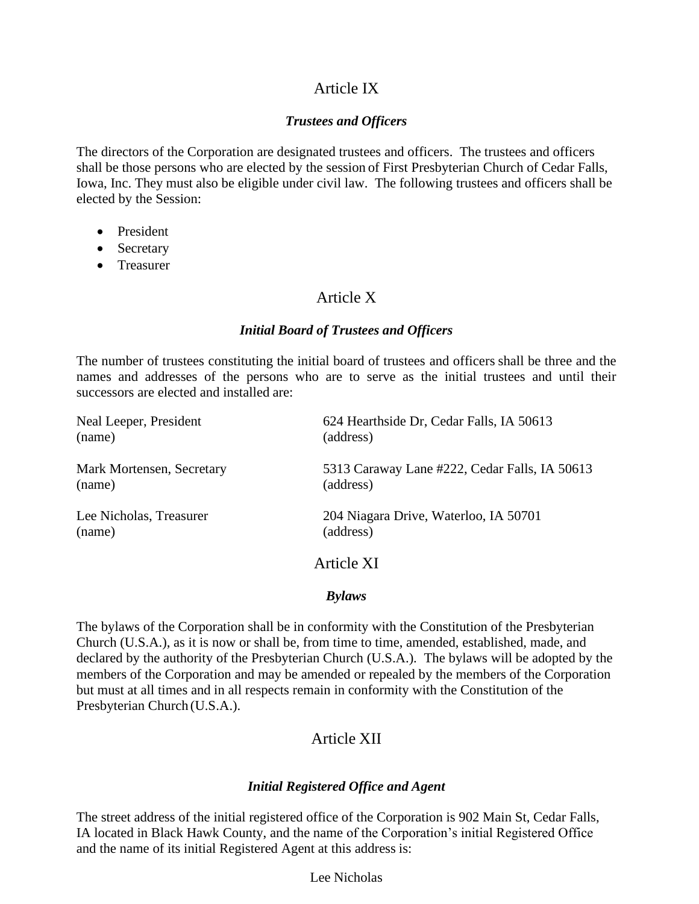## Article IX

### ***Trustees and Officers***

The directors of the Corporation are designated trustees and officers. The trustees and officers shall be those persons who are elected by the session of First Presbyterian Church of Cedar Falls, Iowa, Inc. They must also be eligible under civil law. The following trustees and officers shall be elected by the Session:

- President
- Secretary
- Treasurer

## Article X

### ***Initial Board of Trustees and Officers***

The number of trustees constituting the initial board of trustees and officers shall be three and the names and addresses of the persons who are to serve as the initial trustees and until their successors are elected and installed are:

| | |
|---|---|
| Neal Leeper, President<br>(name) | 624 Hearthside Dr, Cedar Falls, IA 50613<br>(address) |
| Mark Mortensen, Secretary<br>(name) | 5313 Caraway Lane #222, Cedar Falls, IA 50613<br>(address) |
| Lee Nicholas, Treasurer<br>(name) | 204 Niagara Drive, Waterloo, IA 50701<br>(address) |

## Article XI

### ***Bylaws***

The bylaws of the Corporation shall be in conformity with the Constitution of the Presbyterian Church (U.S.A.), as it is now or shall be, from time to time, amended, established, made, and declared by the authority of the Presbyterian Church (U.S.A.). The bylaws will be adopted by the members of the Corporation and may be amended or repealed by the members of the Corporation but must at all times and in all respects remain in conformity with the Constitution of the Presbyterian Church (U.S.A.).

## Article XII

### ***Initial Registered Office and Agent***

The street address of the initial registered office of the Corporation is 902 Main St, Cedar Falls, IA located in Black Hawk County, and the name of the Corporation's initial Registered Office and the name of its initial Registered Agent at this address is:

Lee Nicholas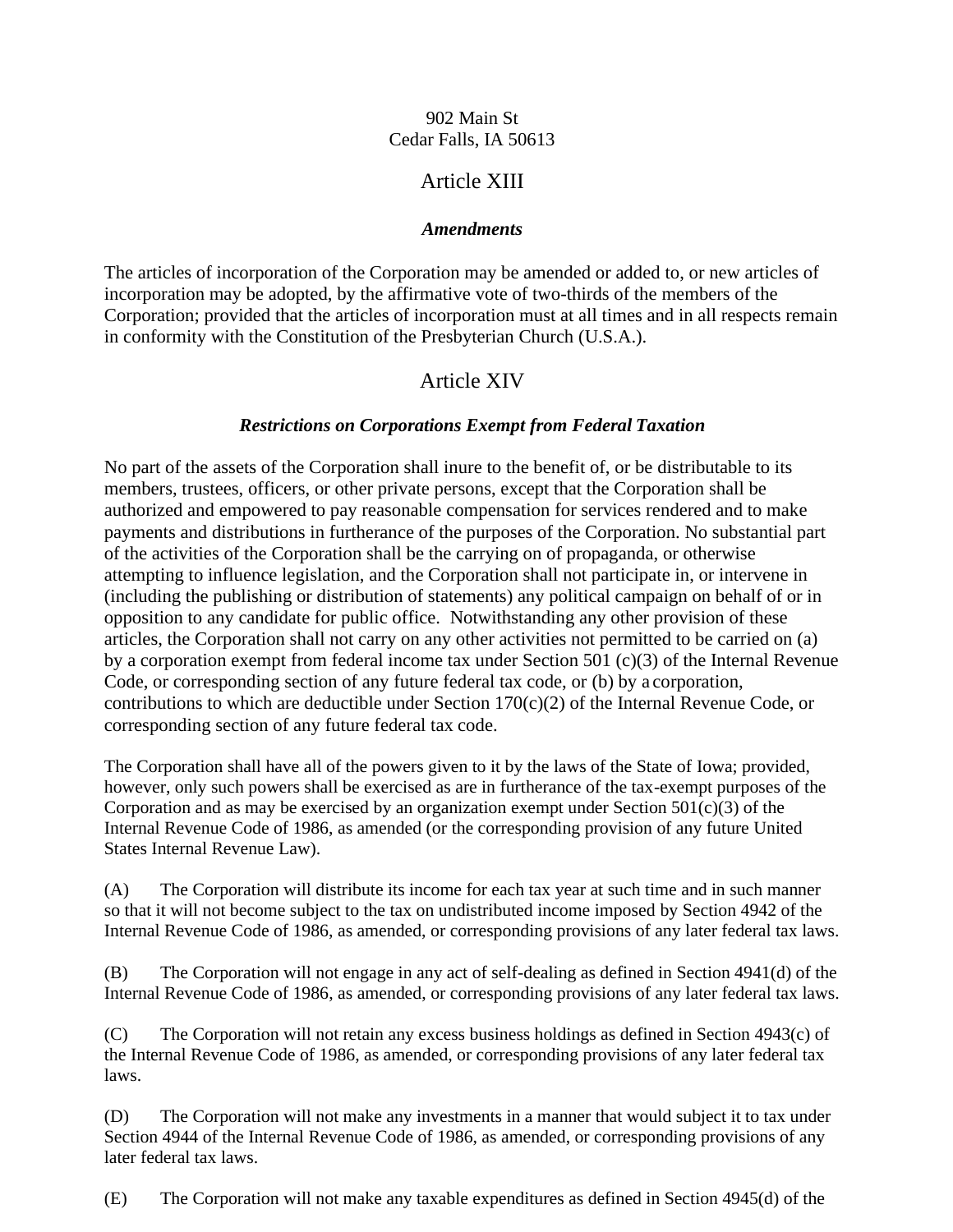902 Main St
Cedar Falls, IA 50613

## Article XIII

### *Amendments*

The articles of incorporation of the Corporation may be amended or added to, or new articles of incorporation may be adopted, by the affirmative vote of two-thirds of the members of the Corporation; provided that the articles of incorporation must at all times and in all respects remain in conformity with the Constitution of the Presbyterian Church (U.S.A.).

## Article XIV

### *Restrictions on Corporations Exempt from Federal Taxation*

No part of the assets of the Corporation shall inure to the benefit of, or be distributable to its members, trustees, officers, or other private persons, except that the Corporation shall be authorized and empowered to pay reasonable compensation for services rendered and to make payments and distributions in furtherance of the purposes of the Corporation. No substantial part of the activities of the Corporation shall be the carrying on of propaganda, or otherwise attempting to influence legislation, and the Corporation shall not participate in, or intervene in (including the publishing or distribution of statements) any political campaign on behalf of or in opposition to any candidate for public office. Notwithstanding any other provision of these articles, the Corporation shall not carry on any other activities not permitted to be carried on (a) by a corporation exempt from federal income tax under Section 501 (c)(3) of the Internal Revenue Code, or corresponding section of any future federal tax code, or (b) by a corporation, contributions to which are deductible under Section 170(c)(2) of the Internal Revenue Code, or corresponding section of any future federal tax code.

The Corporation shall have all of the powers given to it by the laws of the State of Iowa; provided, however, only such powers shall be exercised as are in furtherance of the tax-exempt purposes of the Corporation and as may be exercised by an organization exempt under Section 501(c)(3) of the Internal Revenue Code of 1986, as amended (or the corresponding provision of any future United States Internal Revenue Law).

(A) The Corporation will distribute its income for each tax year at such time and in such manner so that it will not become subject to the tax on undistributed income imposed by Section 4942 of the Internal Revenue Code of 1986, as amended, or corresponding provisions of any later federal tax laws.

(B) The Corporation will not engage in any act of self-dealing as defined in Section 4941(d) of the Internal Revenue Code of 1986, as amended, or corresponding provisions of any later federal tax laws.

(C) The Corporation will not retain any excess business holdings as defined in Section 4943(c) of the Internal Revenue Code of 1986, as amended, or corresponding provisions of any later federal tax laws.

(D) The Corporation will not make any investments in a manner that would subject it to tax under Section 4944 of the Internal Revenue Code of 1986, as amended, or corresponding provisions of any later federal tax laws.

(E) The Corporation will not make any taxable expenditures as defined in Section 4945(d) of the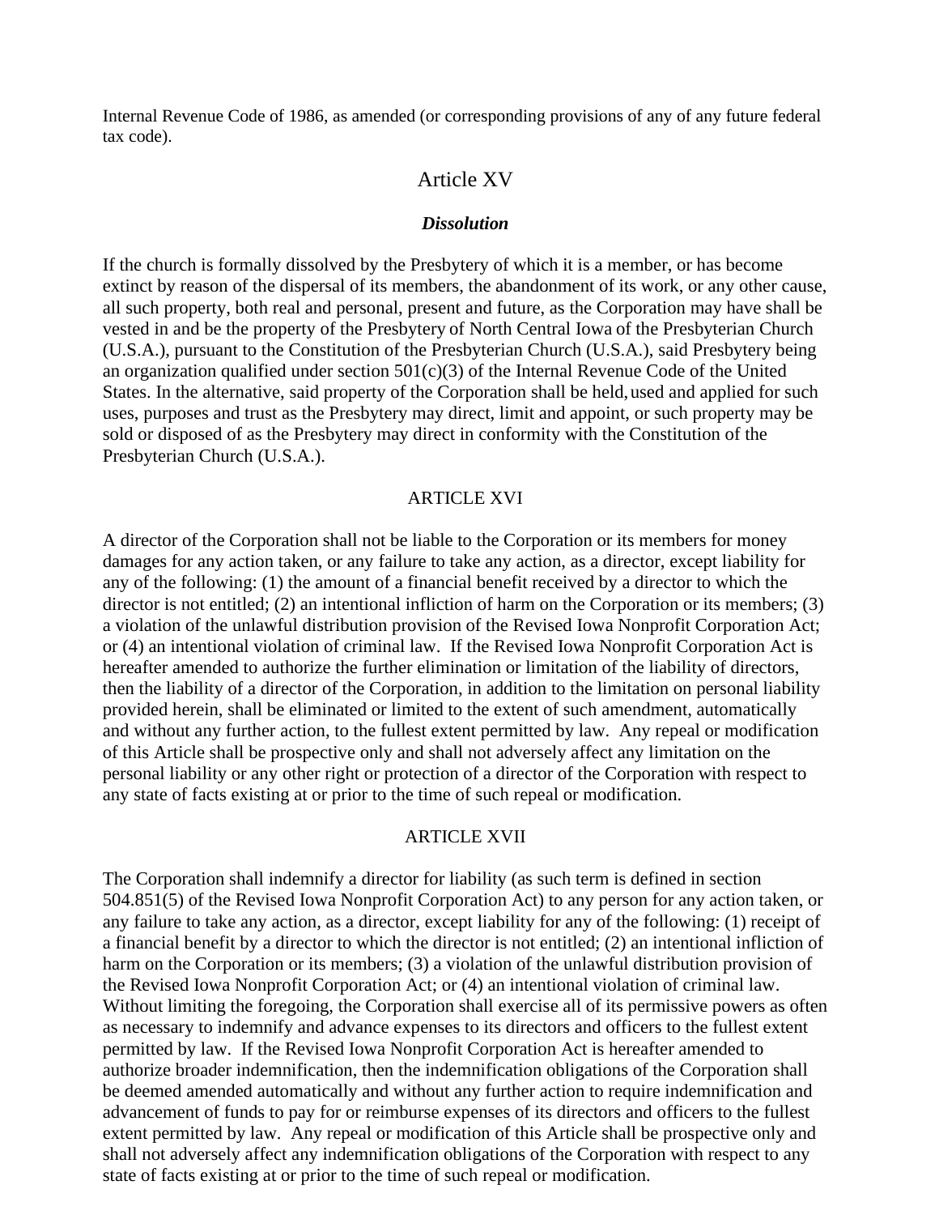Internal Revenue Code of 1986, as amended (or corresponding provisions of any of any future federal tax code).

## Article XV

### ***Dissolution***

If the church is formally dissolved by the Presbytery of which it is a member, or has become extinct by reason of the dispersal of its members, the abandonment of its work, or any other cause, all such property, both real and personal, present and future, as the Corporation may have shall be vested in and be the property of the Presbytery of North Central Iowa of the Presbyterian Church (U.S.A.), pursuant to the Constitution of the Presbyterian Church (U.S.A.), said Presbytery being an organization qualified under section 501(c)(3) of the Internal Revenue Code of the United States. In the alternative, said property of the Corporation shall be held, used and applied for such uses, purposes and trust as the Presbytery may direct, limit and appoint, or such property may be sold or disposed of as the Presbytery may direct in conformity with the Constitution of the Presbyterian Church (U.S.A.).

## ARTICLE XVI

A director of the Corporation shall not be liable to the Corporation or its members for money damages for any action taken, or any failure to take any action, as a director, except liability for any of the following: (1) the amount of a financial benefit received by a director to which the director is not entitled; (2) an intentional infliction of harm on the Corporation or its members; (3) a violation of the unlawful distribution provision of the Revised Iowa Nonprofit Corporation Act; or (4) an intentional violation of criminal law. If the Revised Iowa Nonprofit Corporation Act is hereafter amended to authorize the further elimination or limitation of the liability of directors, then the liability of a director of the Corporation, in addition to the limitation on personal liability provided herein, shall be eliminated or limited to the extent of such amendment, automatically and without any further action, to the fullest extent permitted by law. Any repeal or modification of this Article shall be prospective only and shall not adversely affect any limitation on the personal liability or any other right or protection of a director of the Corporation with respect to any state of facts existing at or prior to the time of such repeal or modification.

## ARTICLE XVII

The Corporation shall indemnify a director for liability (as such term is defined in section 504.851(5) of the Revised Iowa Nonprofit Corporation Act) to any person for any action taken, or any failure to take any action, as a director, except liability for any of the following: (1) receipt of a financial benefit by a director to which the director is not entitled; (2) an intentional infliction of harm on the Corporation or its members; (3) a violation of the unlawful distribution provision of the Revised Iowa Nonprofit Corporation Act; or (4) an intentional violation of criminal law. Without limiting the foregoing, the Corporation shall exercise all of its permissive powers as often as necessary to indemnify and advance expenses to its directors and officers to the fullest extent permitted by law. If the Revised Iowa Nonprofit Corporation Act is hereafter amended to authorize broader indemnification, then the indemnification obligations of the Corporation shall be deemed amended automatically and without any further action to require indemnification and advancement of funds to pay for or reimburse expenses of its directors and officers to the fullest extent permitted by law. Any repeal or modification of this Article shall be prospective only and shall not adversely affect any indemnification obligations of the Corporation with respect to any state of facts existing at or prior to the time of such repeal or modification.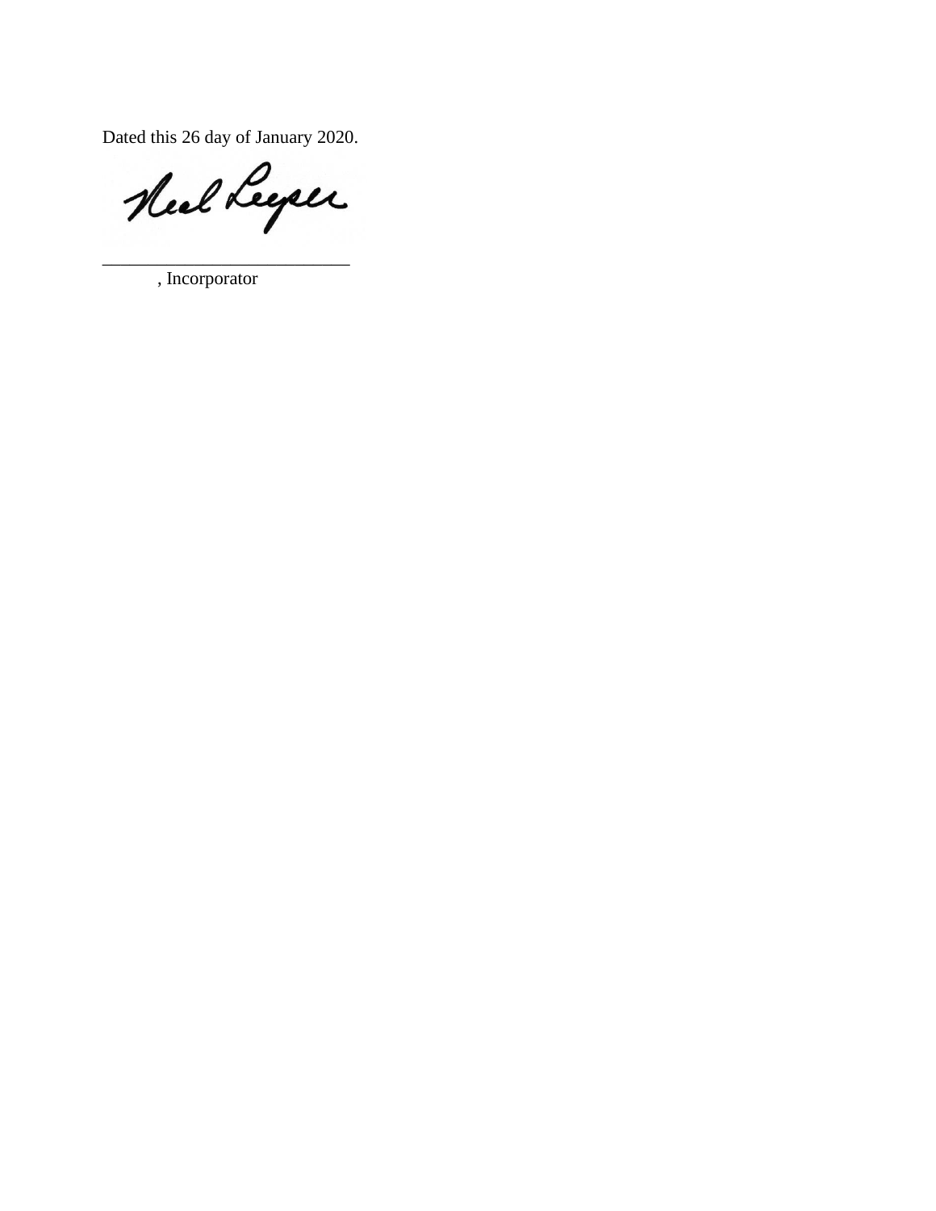Dated this 26 day of January 2020.

\_\_\_\_\_\_\_\_\_\_\_\_\_\_\_\_\_\_\_\_\_\_\_\_\_\_\_

, Incorporator